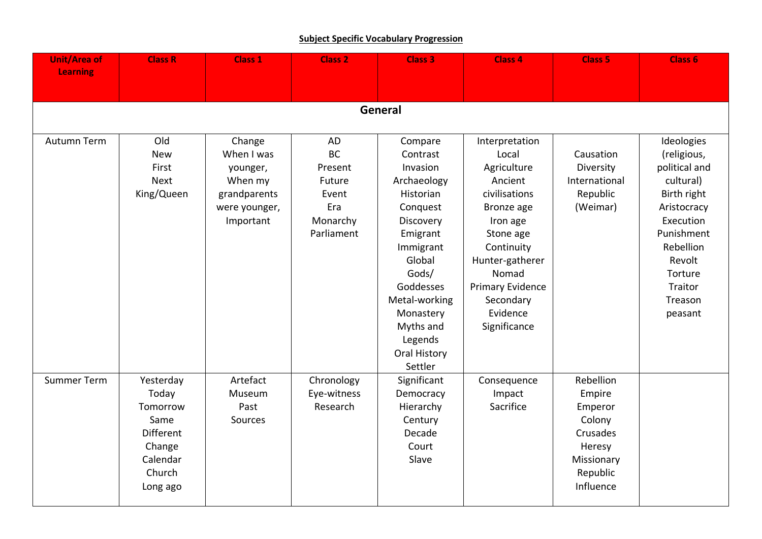**Subject Specific Vocabulary Progression**

| Unit/Area of Learning | Class R | Class 1 | Class 2 | Class 3 | Class 4 | Class 5 | Class 6 |
|---|---|---|---|---|---|---|---|
| **General** | | | | | | | |
| Autumn Term | Old<br>New<br>First<br>Next<br>King/Queen | Change<br>When I was younger,<br>When my grandparents were younger,<br>Important | AD<br>BC<br>Present<br>Future<br>Event<br>Era<br>Monarchy<br>Parliament | Compare<br>Contrast<br>Invasion<br>Archaeology<br>Historian<br>Conquest<br>Discovery<br>Emigrant<br>Immigrant<br>Global<br>Gods/ Goddesses<br>Metal-working<br>Monastery<br>Myths and Legends<br>Oral History<br>Settler | Interpretation<br>Local<br>Agriculture<br>Ancient civilisations<br>Bronze age<br>Iron age<br>Stone age<br>Continuity<br>Hunter-gatherer<br>Nomad<br>Primary Evidence<br>Secondary Evidence<br>Significance | Causation<br>Diversity<br>International<br>Republic (Weimar) | Ideologies (religious, political and cultural)<br>Birth right<br>Aristocracy<br>Execution<br>Punishment<br>Rebellion<br>Revolt<br>Torture<br>Traitor<br>Treason<br>peasant |
| Summer Term | Yesterday<br>Today<br>Tomorrow<br>Same<br>Different<br>Change<br>Calendar<br>Church<br>Long ago | Artefact<br>Museum<br>Past<br>Sources | Chronology<br>Eye-witness<br>Research | Significant<br>Democracy<br>Hierarchy<br>Century<br>Decade<br>Court<br>Slave | Consequence<br>Impact<br>Sacrifice | Rebellion<br>Empire<br>Emperor<br>Colony<br>Crusades<br>Heresy<br>Missionary<br>Republic<br>Influence | |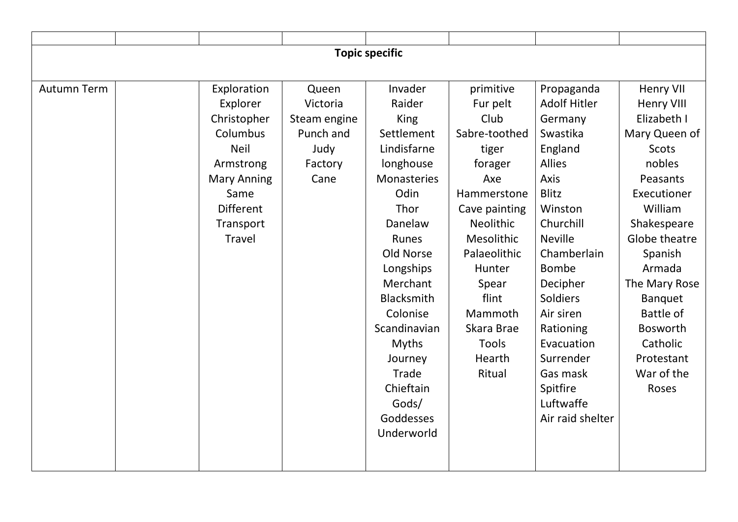| | | | | | | | |
|---|---|---|---|---|---|---|---|
| **Topic specific** | | | | | | | |
| Autumn Term | | Exploration<br>Explorer<br>Christopher Columbus<br>Neil Armstrong<br>Mary Anning<br>Same<br>Different<br>Transport<br>Travel | Queen Victoria<br>Steam engine<br>Punch and Judy<br>Factory<br>Cane | Invader<br>Raider<br>King<br>Settlement<br>Lindisfarne<br>longhouse<br>Monasteries<br>Odin<br>Thor<br>Danelaw<br>Runes<br>Old Norse<br>Longships<br>Merchant<br>Blacksmith<br>Colonise<br>Scandinavian<br>Myths<br>Journey<br>Trade<br>Chieftain<br>Gods/ Goddesses<br>Underworld | primitive<br>Fur pelt<br>Club<br>Sabre-toothed tiger<br>forager<br>Axe<br>Hammerstone<br>Cave painting<br>Neolithic<br>Mesolithic<br>Palaeolithic<br>Hunter<br>Spear<br>flint<br>Mammoth<br>Skara Brae<br>Tools<br>Hearth<br>Ritual | Propaganda<br>Adolf Hitler<br>Germany<br>Swastika<br>England<br>Allies<br>Axis<br>Blitz<br>Winston Churchill<br>Neville Chamberlain<br>Bombe<br>Decipher<br>Soldiers<br>Air siren<br>Rationing<br>Evacuation<br>Surrender<br>Gas mask<br>Spitfire<br>Luftwaffe<br>Air raid shelter | Henry VII<br>Henry VIII<br>Elizabeth I<br>Mary Queen of Scots<br>nobles<br>Peasants<br>Executioner<br>William Shakespeare<br>Globe theatre<br>Spanish Armada<br>The Mary Rose<br>Banquet<br>Battle of Bosworth<br>Catholic<br>Protestant<br>War of the Roses |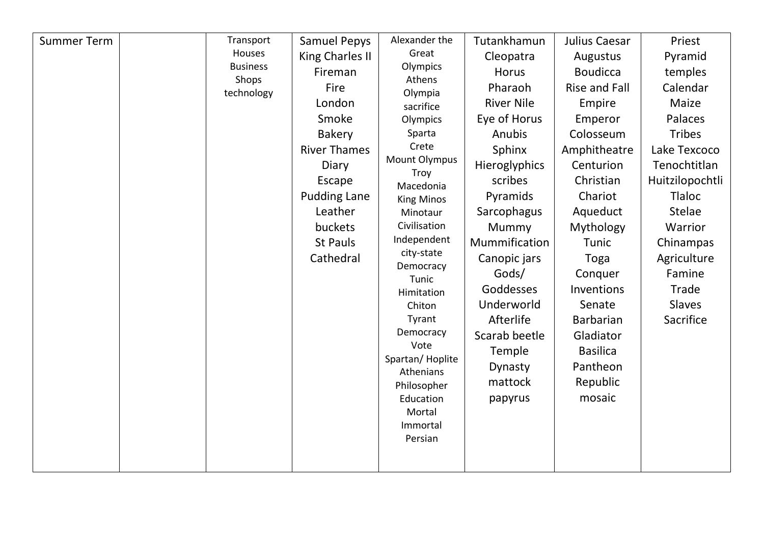| | | | | | | | |
|---|---|---|---|---|---|---|---|
| Summer Term | | Transport<br>Houses<br>Business<br>Shops<br>technology | Samuel Pepys<br>King Charles II<br>Fireman<br>Fire<br>London<br>Smoke<br>Bakery<br>River Thames<br>Diary<br>Escape<br>Pudding Lane<br>Leather<br>buckets<br>St Pauls<br>Cathedral | Alexander the Great<br>Olympics<br>Athens<br>Olympia<br>sacrifice<br>Olympics<br>Sparta<br>Crete<br>Mount Olympus<br>Troy<br>Macedonia<br>King Minos<br>Minotaur<br>Civilisation<br>Independent city-state<br>Democracy<br>Tunic<br>Himitation<br>Chiton<br>Tyrant<br>Democracy<br>Vote<br>Spartan/ Hoplite<br>Athenians<br>Philosopher<br>Education<br>Mortal<br>Immortal<br>Persian | Tutankhamun<br>Cleopatra<br>Horus<br>Pharaoh<br>River Nile<br>Eye of Horus<br>Anubis<br>Sphinx<br>Hieroglyphics<br>scribes<br>Pyramids<br>Sarcophagus<br>Mummy<br>Mummification<br>Canopic jars<br>Gods/<br>Goddesses<br>Underworld<br>Afterlife<br>Scarab beetle<br>Temple<br>Dynasty<br>mattock<br>papyrus | Julius Caesar<br>Augustus<br>Boudicca<br>Rise and Fall<br>Empire<br>Emperor<br>Colosseum<br>Amphitheatre<br>Centurion<br>Christian<br>Chariot<br>Aqueduct<br>Mythology<br>Tunic<br>Toga<br>Conquer<br>Inventions<br>Senate<br>Barbarian<br>Gladiator<br>Basilica<br>Pantheon<br>Republic<br>mosaic | Priest<br>Pyramid<br>temples<br>Calendar<br>Maize<br>Palaces<br>Tribes<br>Lake Texcoco<br>Tenochtitlan<br>Huitzilopochtli<br>Tlaloc<br>Stelae<br>Warrior<br>Chinampas<br>Agriculture<br>Famine<br>Trade<br>Slaves<br>Sacrifice |